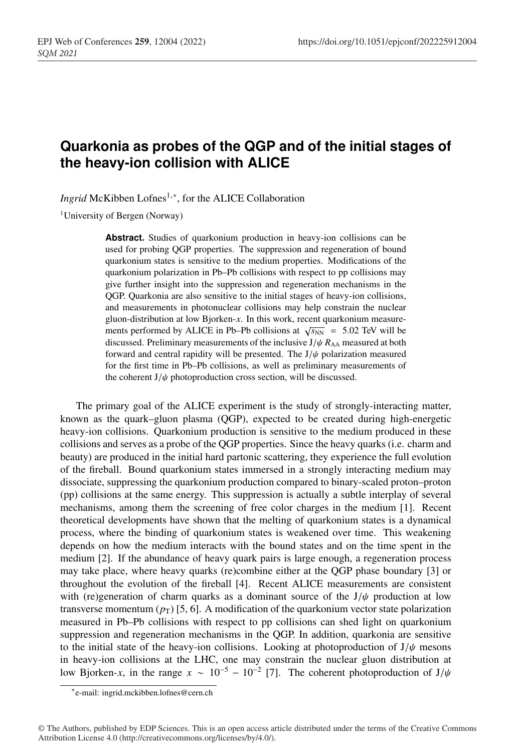# Quarkonia as probes of the QGP and of the initial stages of the heavy-ion collision with ALICE

*Ingrid* McKibben Lofnes[1,*], for the ALICE Collaboration

[1]University of Bergen (Norway)

**Abstract.** Studies of quarkonium production in heavy-ion collisions can be used for probing QGP properties. The suppression and regeneration of bound quarkonium states is sensitive to the medium properties. Modifications of the quarkonium polarization in Pb–Pb collisions with respect to pp collisions may give further insight into the suppression and regeneration mechanisms in the QGP. Quarkonia are also sensitive to the initial stages of heavy-ion collisions, and measurements in photonuclear collisions may help constrain the nuclear gluon-distribution at low Bjorken-$x$. In this work, recent quarkonium measurements performed by ALICE in Pb–Pb collisions at $\sqrt{s_{\rm NN}}$ = 5.02 TeV will be discussed. Preliminary measurements of the inclusive J/$\psi$ $R_{\rm AA}$ measured at both forward and central rapidity will be presented. The J/$\psi$ polarization measured for the first time in Pb–Pb collisions, as well as preliminary measurements of the coherent J/$\psi$ photoproduction cross section, will be discussed.

The primary goal of the ALICE experiment is the study of strongly-interacting matter, known as the quark–gluon plasma (QGP), expected to be created during high-energetic heavy-ion collisions. Quarkonium production is sensitive to the medium produced in these collisions and serves as a probe of the QGP properties. Since the heavy quarks (i.e. charm and beauty) are produced in the initial hard partonic scattering, they experience the full evolution of the fireball. Bound quarkonium states immersed in a strongly interacting medium may dissociate, suppressing the quarkonium production compared to binary-scaled proton–proton (pp) collisions at the same energy. This suppression is actually a subtle interplay of several mechanisms, among them the screening of free color charges in the medium [1]. Recent theoretical developments have shown that the melting of quarkonium states is a dynamical process, where the binding of quarkonium states is weakened over time. This weakening depends on how the medium interacts with the bound states and on the time spent in the medium [2]. If the abundance of heavy quark pairs is large enough, a regeneration process may take place, where heavy quarks (re)combine either at the QGP phase boundary [3] or throughout the evolution of the fireball [4]. Recent ALICE measurements are consistent with (re)generation of charm quarks as a dominant source of the J/$\psi$ production at low transverse momentum ($p_{\rm T}$) [5, 6]. A modification of the quarkonium vector state polarization measured in Pb–Pb collisions with respect to pp collisions can shed light on quarkonium suppression and regeneration mechanisms in the QGP. In addition, quarkonia are sensitive to the initial state of the heavy-ion collisions. Looking at photoproduction of J/$\psi$ mesons in heavy-ion collisions at the LHC, one may constrain the nuclear gluon distribution at low Bjorken-$x$, in the range $x \sim 10^{-5} - 10^{-2}$ [7]. The coherent photoproduction of J/$\psi$

[*] e-mail: ingrid.mckibben.lofnes@cern.ch

© The Authors, published by EDP Sciences. This is an open access article distributed under the terms of the Creative Commons Attribution License 4.0 (http://creativecommons.org/licenses/by/4.0/).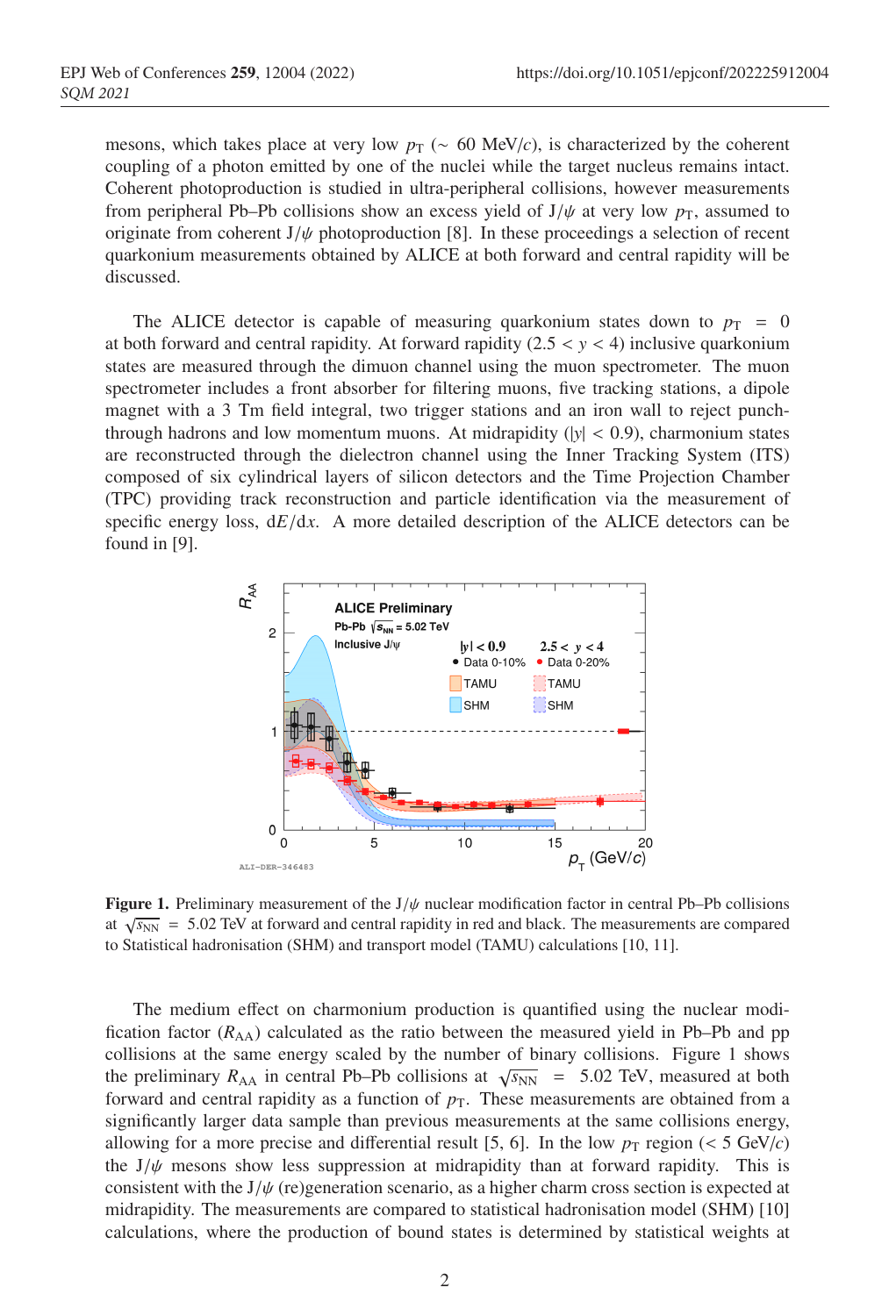mesons, which takes place at very low $p_T$ ($\sim$ 60 MeV/$c$), is characterized by the coherent coupling of a photon emitted by one of the nuclei while the target nucleus remains intact. Coherent photoproduction is studied in ultra-peripheral collisions, however measurements from peripheral Pb–Pb collisions show an excess yield of J/$\psi$ at very low $p_T$, assumed to originate from coherent J/$\psi$ photoproduction [8]. In these proceedings a selection of recent quarkonium measurements obtained by ALICE at both forward and central rapidity will be discussed.

The ALICE detector is capable of measuring quarkonium states down to $p_T = 0$ at both forward and central rapidity. At forward rapidity ($2.5 < y < 4$) inclusive quarkonium states are measured through the dimuon channel using the muon spectrometer. The muon spectrometer includes a front absorber for filtering muons, five tracking stations, a dipole magnet with a 3 Tm field integral, two trigger stations and an iron wall to reject punch-through hadrons and low momentum muons. At midrapidity ($|y| < 0.9$), charmonium states are reconstructed through the dielectron channel using the Inner Tracking System (ITS) composed of six cylindrical layers of silicon detectors and the Time Projection Chamber (TPC) providing track reconstruction and particle identification via the measurement of specific energy loss, d$E$/d$x$. A more detailed description of the ALICE detectors can be found in [9].

ALICE Preliminary
Pb-Pb $\sqrt{s_{NN}}$ = 5.02 TeV
Inclusive J/$\psi$
$|y| < 0.9$
Data 0-10%
TAMU
SHM
$2.5 < y < 4$
Data 0-20%
TAMU
SHM
$R_{AA}$
0
1
2
0
5
10
15
20
$p_T$ (GeV/$c$)
ALI-DER-346483

**Figure 1.** Preliminary measurement of the J/$\psi$ nuclear modification factor in central Pb–Pb collisions at $\sqrt{s_{NN}}$ = 5.02 TeV at forward and central rapidity in red and black. The measurements are compared to Statistical hadronisation (SHM) and transport model (TAMU) calculations [10, 11].

The medium effect on charmonium production is quantified using the nuclear modification factor ($R_{AA}$) calculated as the ratio between the measured yield in Pb–Pb and pp collisions at the same energy scaled by the number of binary collisions. Figure 1 shows the preliminary $R_{AA}$ in central Pb–Pb collisions at $\sqrt{s_{NN}}$ = 5.02 TeV, measured at both forward and central rapidity as a function of $p_T$. These measurements are obtained from a significantly larger data sample than previous measurements at the same collisions energy, allowing for a more precise and differential result [5, 6]. In the low $p_T$ region (< 5 GeV/$c$) the J/$\psi$ mesons show less suppression at midrapidity than at forward rapidity. This is consistent with the J/$\psi$ (re)generation scenario, as a higher charm cross section is expected at midrapidity. The measurements are compared to statistical hadronisation model (SHM) [10] calculations, where the production of bound states is determined by statistical weights at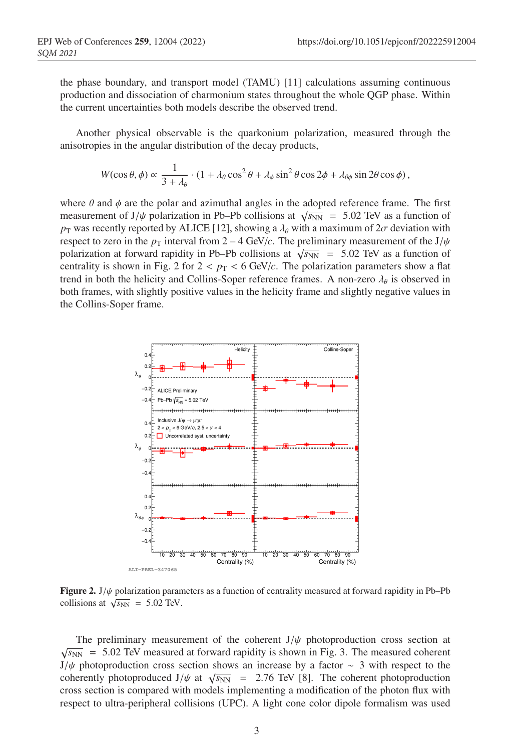the phase boundary, and transport model (TAMU) [11] calculations assuming continuous production and dissociation of charmonium states throughout the whole QGP phase. Within the current uncertainties both models describe the observed trend.

Another physical observable is the quarkonium polarization, measured through the anisotropies in the angular distribution of the decay products,

$$W(\cos\theta, \phi) \propto \frac{1}{3 + \lambda_\theta} \cdot (1 + \lambda_\theta \cos^2\theta + \lambda_\phi \sin^2\theta \cos 2\phi + \lambda_{\theta\phi} \sin 2\theta \cos\phi)\,,$$

where $\theta$ and $\phi$ are the polar and azimuthal angles in the adopted reference frame. The first measurement of J/$\psi$ polarization in Pb–Pb collisions at $\sqrt{s_{\rm NN}}$ = 5.02 TeV as a function of $p_{\rm T}$ was recently reported by ALICE [12], showing a $\lambda_\theta$ with a maximum of $2\sigma$ deviation with respect to zero in the $p_{\rm T}$ interval from 2 – 4 GeV/$c$. The preliminary measurement of the J/$\psi$ polarization at forward rapidity in Pb–Pb collisions at $\sqrt{s_{\rm NN}}$ = 5.02 TeV as a function of centrality is shown in Fig. 2 for $2 < p_{\rm T} < 6$ GeV/$c$. The polarization parameters show a flat trend in both the helicity and Collins-Soper reference frames. A non-zero $\lambda_\theta$ is observed in both frames, with slightly positive values in the helicity frame and slightly negative values in the Collins-Soper frame.

Helicity
Collins-Soper
$\lambda_\theta$
$\lambda_\phi$
$\lambda_{\theta\phi}$
0.4
0.2
0
−0.2
−0.4
ALICE Preliminary
Pb–Pb $\sqrt{s_{\rm NN}}$ = 5.02 TeV
Inclusive J/$\psi \rightarrow \mu^+\mu^-$
$2 < p_{\rm T} < 6$ GeV/$c$, $2.5 < y < 4$
Uncorrelated syst. uncertainty
10 20 30 40 50 60 70 80 90
Centrality (%)
ALI-PREL-347065

**Figure 2.** J/$\psi$ polarization parameters as a function of centrality measured at forward rapidity in Pb–Pb collisions at $\sqrt{s_{\rm NN}}$ = 5.02 TeV.

The preliminary measurement of the coherent J/$\psi$ photoproduction cross section at $\sqrt{s_{\rm NN}}$ = 5.02 TeV measured at forward rapidity is shown in Fig. 3. The measured coherent J/$\psi$ photoproduction cross section shows an increase by a factor ∼ 3 with respect to the coherently photoproduced J/$\psi$ at $\sqrt{s_{\rm NN}}$ = 2.76 TeV [8]. The coherent photoproduction cross section is compared with models implementing a modification of the photon flux with respect to ultra-peripheral collisions (UPC). A light cone color dipole formalism was used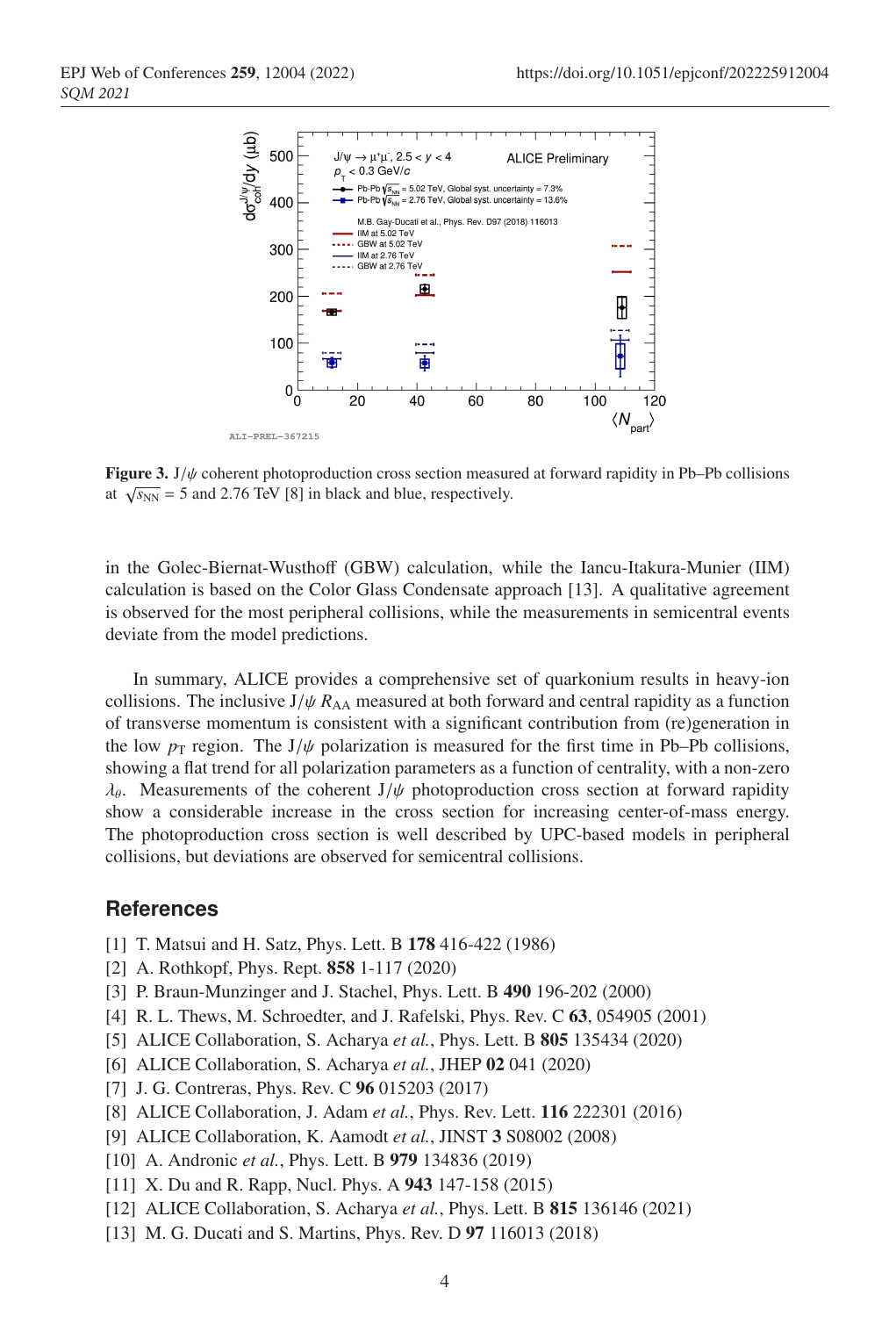$J/\psi \rightarrow \mu^+\mu^-$, $2.5 < y < 4$

$p_T < 0.3$ GeV/$c$

ALICE Preliminary

Pb-Pb $\sqrt{s_{NN}}$ = 5.02 TeV, Global syst. uncertainty = 7.3%

Pb-Pb $\sqrt{s_{NN}}$ = 2.76 TeV, Global syst. uncertainty = 13.6%

M.B. Gay-Ducati et al., Phys. Rev. D97 (2018) 116013

IIM at 5.02 TeV

GBW at 5.02 TeV

IIM at 2.76 TeV

GBW at 2.76 TeV

$d\sigma_{coh}^{J/\psi}/dy$ (μb)

$\langle N_{part} \rangle$

0, 100, 200, 300, 400, 500

0, 20, 40, 60, 80, 100, 120

ALI−PREL−367215

**Figure 3.** $J/\psi$ coherent photoproduction cross section measured at forward rapidity in Pb–Pb collisions at $\sqrt{s_{NN}}$ = 5 and 2.76 TeV [8] in black and blue, respectively.

in the Golec-Biernat-Wusthoff (GBW) calculation, while the Iancu-Itakura-Munier (IIM) calculation is based on the Color Glass Condensate approach [13]. A qualitative agreement is observed for the most peripheral collisions, while the measurements in semicentral events deviate from the model predictions.

In summary, ALICE provides a comprehensive set of quarkonium results in heavy-ion collisions. The inclusive $J/\psi$ $R_{AA}$ measured at both forward and central rapidity as a function of transverse momentum is consistent with a significant contribution from (re)generation in the low $p_T$ region. The $J/\psi$ polarization is measured for the first time in Pb–Pb collisions, showing a flat trend for all polarization parameters as a function of centrality, with a non-zero $\lambda_\theta$. Measurements of the coherent $J/\psi$ photoproduction cross section at forward rapidity show a considerable increase in the cross section for increasing center-of-mass energy. The photoproduction cross section is well described by UPC-based models in peripheral collisions, but deviations are observed for semicentral collisions.

## References

[1] T. Matsui and H. Satz, Phys. Lett. B **178** 416-422 (1986)

[2] A. Rothkopf, Phys. Rept. **858** 1-117 (2020)

[3] P. Braun-Munzinger and J. Stachel, Phys. Lett. B **490** 196-202 (2000)

[4] R. L. Thews, M. Schroedter, and J. Rafelski, Phys. Rev. C **63**, 054905 (2001)

[5] ALICE Collaboration, S. Acharya *et al.*, Phys. Lett. B **805** 135434 (2020)

[6] ALICE Collaboration, S. Acharya *et al.*, JHEP **02** 041 (2020)

[7] J. G. Contreras, Phys. Rev. C **96** 015203 (2017)

[8] ALICE Collaboration, J. Adam *et al.*, Phys. Rev. Lett. **116** 222301 (2016)

[9] ALICE Collaboration, K. Aamodt *et al.*, JINST **3** S08002 (2008)

[10] A. Andronic *et al.*, Phys. Lett. B **979** 134836 (2019)

[11] X. Du and R. Rapp, Nucl. Phys. A **943** 147-158 (2015)

[12] ALICE Collaboration, S. Acharya *et al.*, Phys. Lett. B **815** 136146 (2021)

[13] M. G. Ducati and S. Martins, Phys. Rev. D **97** 116013 (2018)